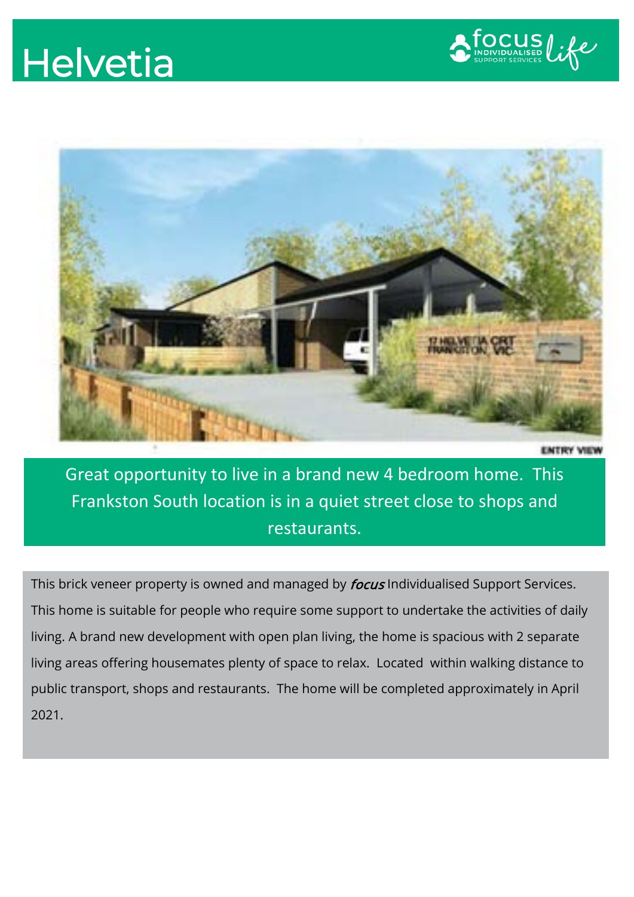# Helvetia

focus INDIVIDUALISED SUPPORT SERVICES life

ENTRY VIEW

Great opportunity to live in a brand new 4 bedroom home. This Frankston South location is in a quiet street close to shops and restaurants.

This brick veneer property is owned and managed by *focus* Individualised Support Services. This home is suitable for people who require some support to undertake the activities of daily living. A brand new development with open plan living, the home is spacious with 2 separate living areas offering housemates plenty of space to relax. Located within walking distance to public transport, shops and restaurants. The home will be completed approximately in April 2021.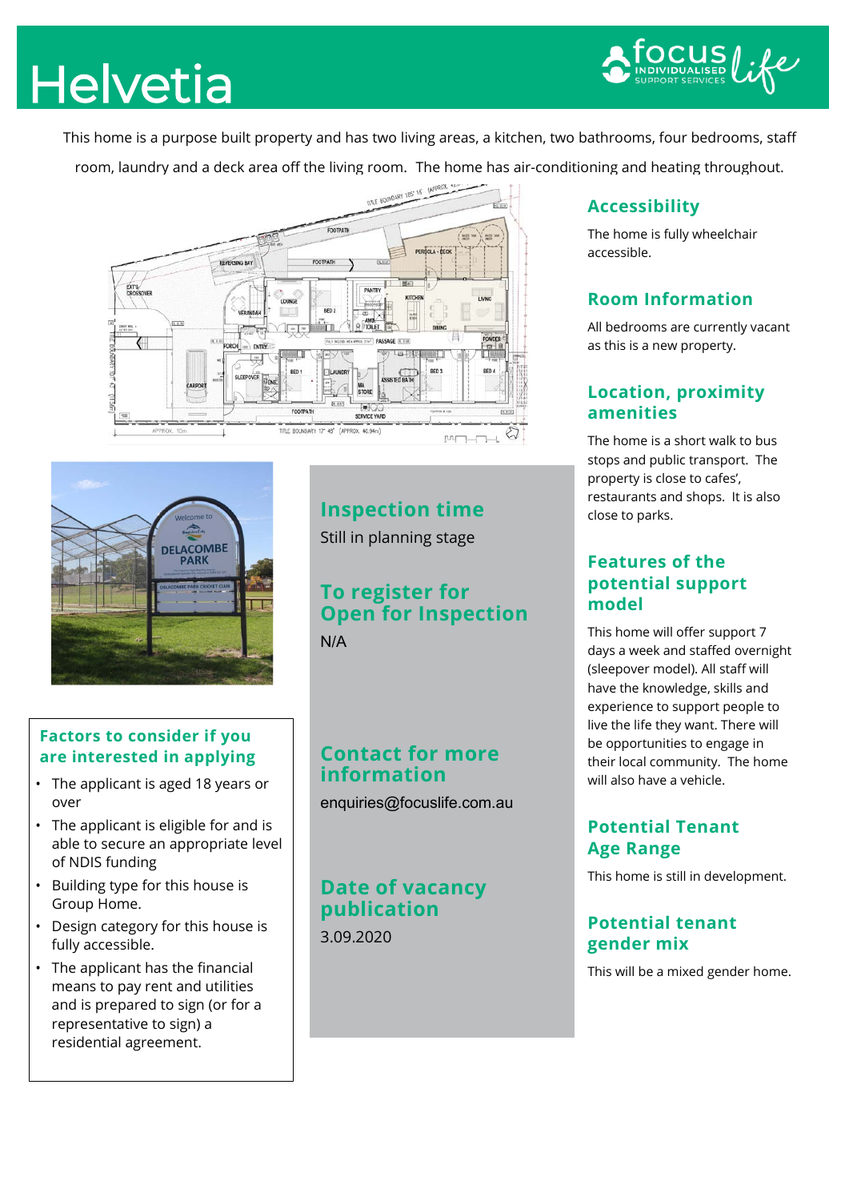# Helvetia

This home is a purpose built property and has two living areas, a kitchen, two bathrooms, four bedrooms, staff room, laundry and a deck area off the living room. The home has air-conditioning and heating throughout.

## Accessibility

The home is fully wheelchair accessible.

## Room Information

All bedrooms are currently vacant as this is a new property.

## Location, proximity amenities

The home is a short walk to bus stops and public transport. The property is close to cafes', restaurants and shops. It is also close to parks.

## Features of the potential support model

This home will offer support 7 days a week and staffed overnight (sleepover model). All staff will have the knowledge, skills and experience to support people to live the life they want. There will be opportunities to engage in their local community. The home will also have a vehicle.

## Potential Tenant Age Range

This home is still in development.

## Potential tenant gender mix

This will be a mixed gender home.

## Inspection time

Still in planning stage

## To register for Open for Inspection

N/A

## Contact for more information

enquiries@focuslife.com.au

## Date of vacancy publication

3.09.2020

## Factors to consider if you are interested in applying

- The applicant is aged 18 years or over
- The applicant is eligible for and is able to secure an appropriate level of NDIS funding
- Building type for this house is Group Home.
- Design category for this house is fully accessible.
- The applicant has the financial means to pay rent and utilities and is prepared to sign (or for a representative to sign) a residential agreement.